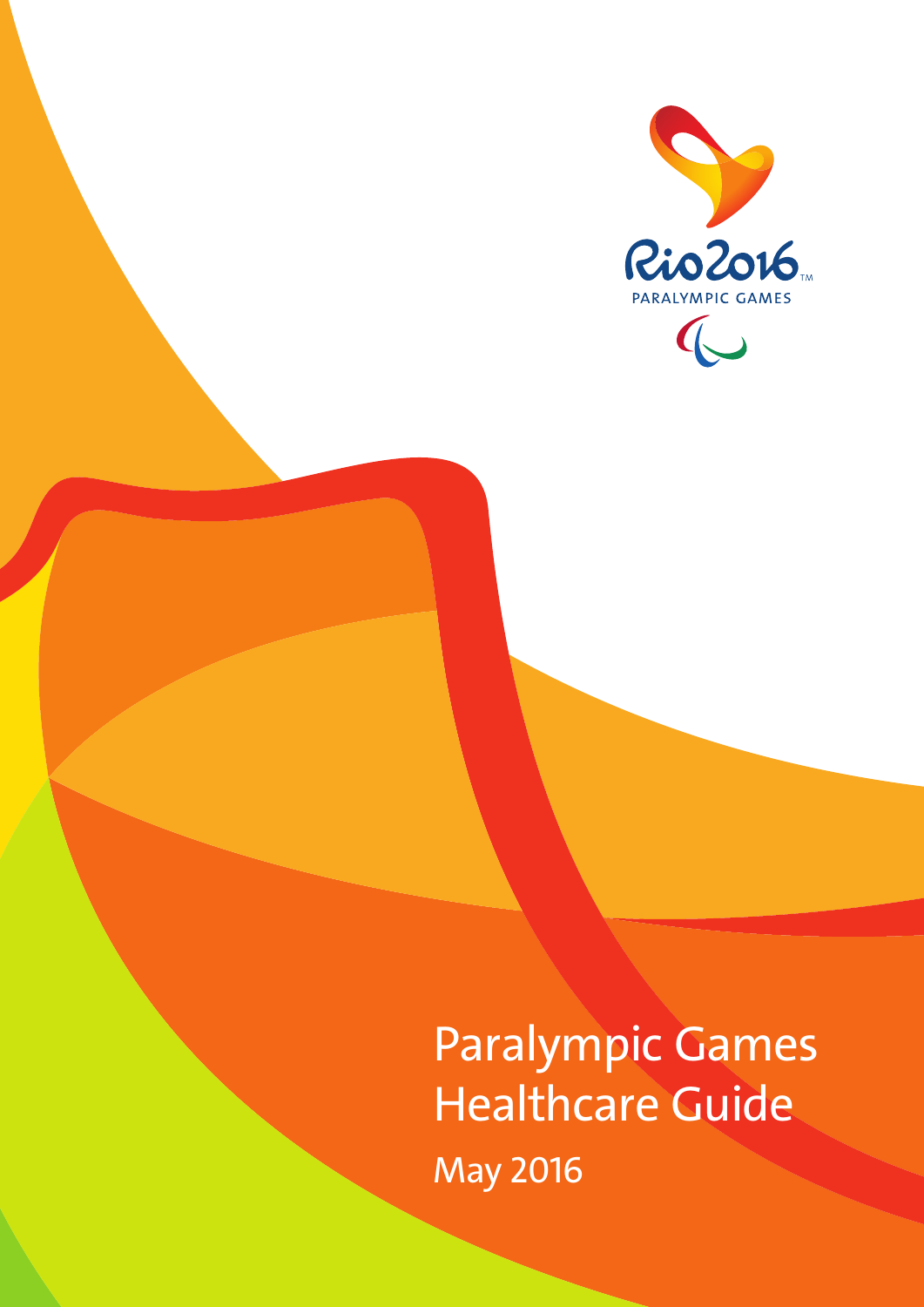Rio2016™

PARALYMPIC GAMES

# Paralympic Games Healthcare Guide

May 2016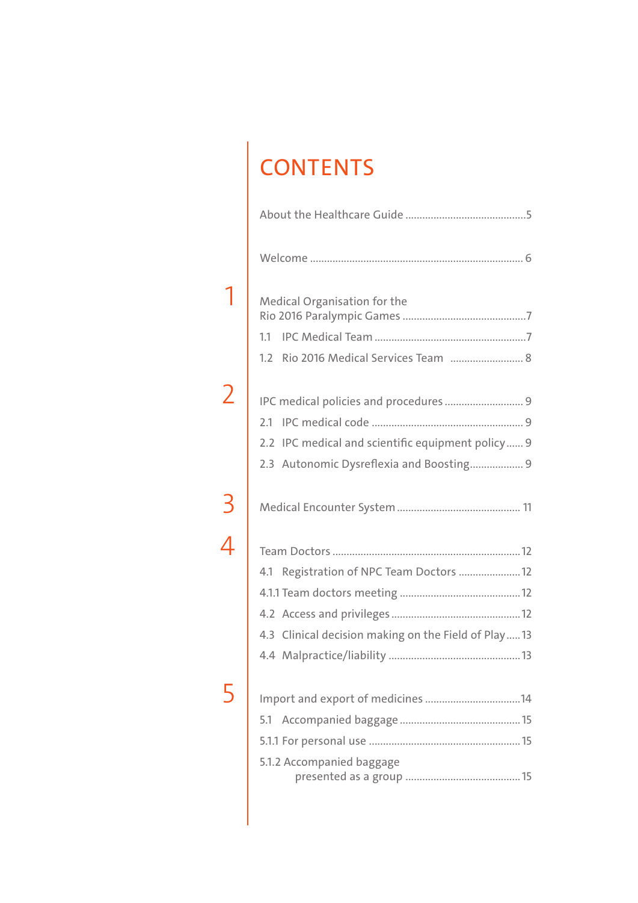# CONTENTS

About the Healthcare Guide ....................................... 5

Welcome ....................................... 6

1

Medical Organisation for the Rio 2016 Paralympic Games ....................................... 7

1.1 IPC Medical Team ....................................... 7

1.2 Rio 2016 Medical Services Team ....................................... 8

2

IPC medical policies and procedures ....................................... 9

2.1 IPC medical code ....................................... 9

2.2 IPC medical and scientific equipment policy ....................................... 9

2.3 Autonomic Dysreflexia and Boosting ....................................... 9

3

Medical Encounter System ....................................... 11

4

Team Doctors ....................................... 12

4.1 Registration of NPC Team Doctors ....................................... 12

4.1.1 Team doctors meeting ....................................... 12

4.2 Access and privileges ....................................... 12

4.3 Clinical decision making on the Field of Play ....................................... 13

4.4 Malpractice/liability ....................................... 13

5

Import and export of medicines ....................................... 14

5.1 Accompanied baggage ....................................... 15

5.1.1 For personal use ....................................... 15

5.1.2 Accompanied baggage presented as a group ....................................... 15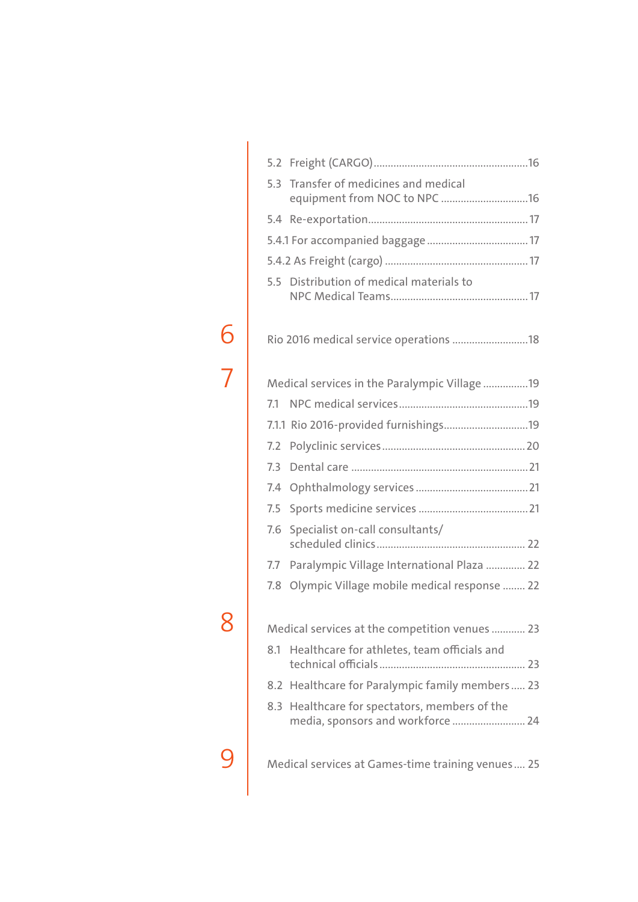5.2 Freight (CARGO) ........................................................ 16

5.3 Transfer of medicines and medical equipment from NOC to NPC ................................ 16

5.4 Re-exportation .......................................................... 17

5.4.1 For accompanied baggage .................................... 17

5.4.2 As Freight (cargo) .................................................. 17

5.5 Distribution of medical materials to NPC Medical Teams ................................................. 17

## 6 Rio 2016 medical service operations ............................ 18

## 7 Medical services in the Paralympic Village ................ 19

7.1 NPC medical services .............................................. 19

7.1.1 Rio 2016-provided furnishings .............................. 19

7.2 Polyclinic services .................................................. 20

7.3 Dental care .............................................................. 21

7.4 Ophthalmology services ......................................... 21

7.5 Sports medicine services ........................................ 21

7.6 Specialist on-call consultants/ scheduled clinics .................................................... 22

7.7 Paralympic Village International Plaza .............. 22

7.8 Olympic Village mobile medical response ........ 22

## 8 Medical services at the competition venues ............ 23

8.1 Healthcare for athletes, team officials and technical officials .................................................... 23

8.2 Healthcare for Paralympic family members ..... 23

8.3 Healthcare for spectators, members of the media, sponsors and workforce .......................... 24

## 9 Medical services at Games-time training venues .... 25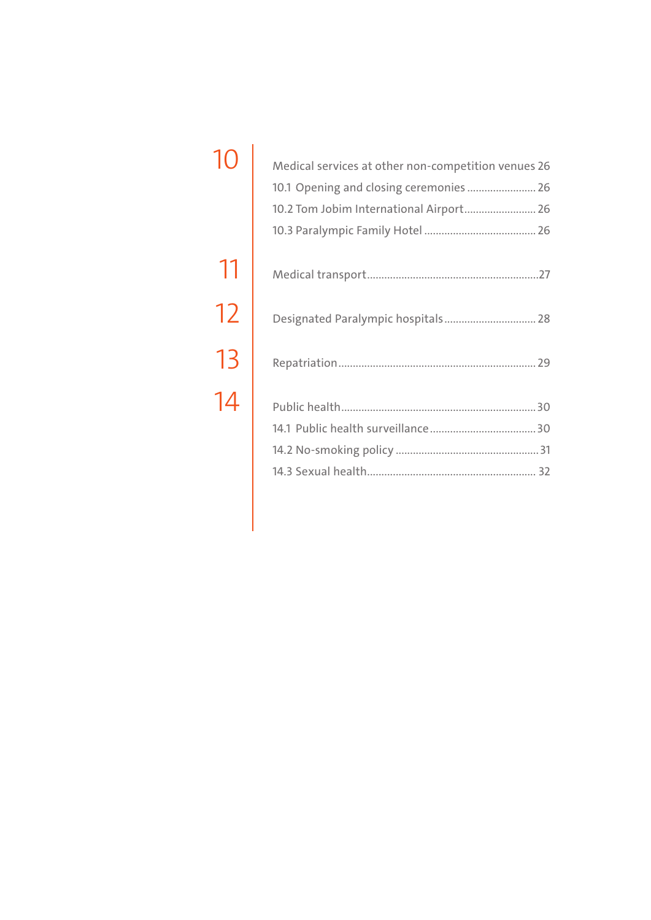10 Medical services at other non-competition venues 26

10.1 Opening and closing ceremonies 26

10.2 Tom Jobim International Airport 26

10.3 Paralympic Family Hotel 26

11 Medical transport 27

12 Designated Paralympic hospitals 28

13 Repatriation 29

14 Public health 30

14.1 Public health surveillance 30

14.2 No-smoking policy 31

14.3 Sexual health 32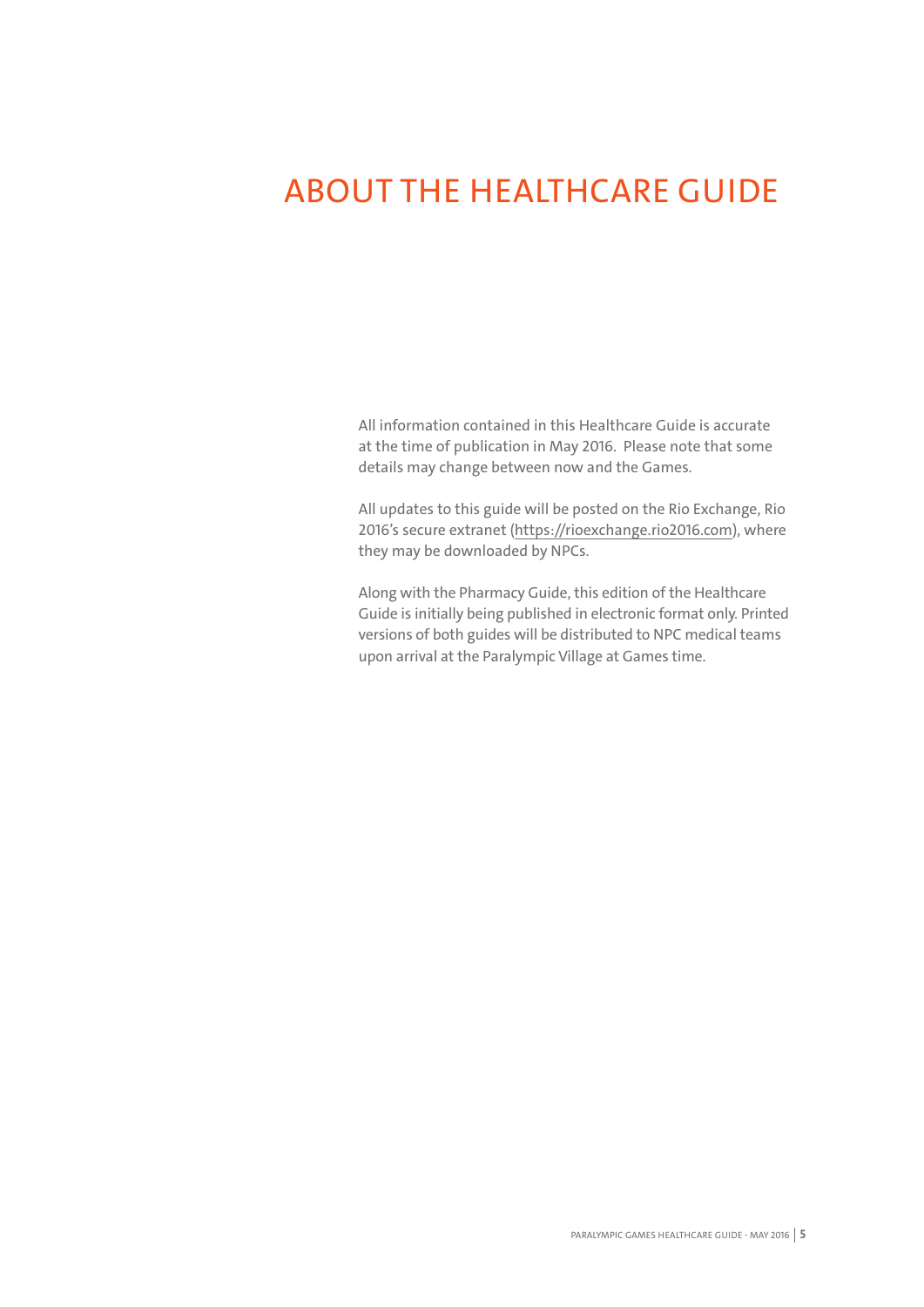# ABOUT THE HEALTHCARE GUIDE

All information contained in this Healthcare Guide is accurate at the time of publication in May 2016. Please note that some details may change between now and the Games.

All updates to this guide will be posted on the Rio Exchange, Rio 2016's secure extranet (https://rioexchange.rio2016.com), where they may be downloaded by NPCs.

Along with the Pharmacy Guide, this edition of the Healthcare Guide is initially being published in electronic format only. Printed versions of both guides will be distributed to NPC medical teams upon arrival at the Paralympic Village at Games time.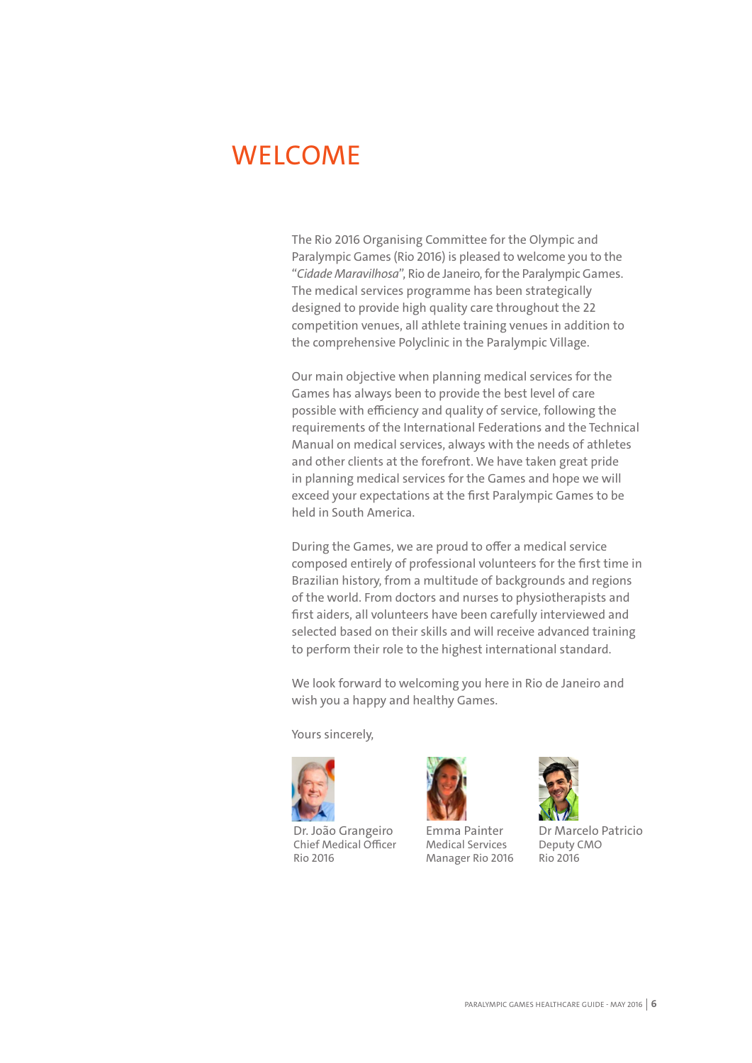# WELCOME

The Rio 2016 Organising Committee for the Olympic and Paralympic Games (Rio 2016) is pleased to welcome you to the "*Cidade Maravilhosa*", Rio de Janeiro, for the Paralympic Games. The medical services programme has been strategically designed to provide high quality care throughout the 22 competition venues, all athlete training venues in addition to the comprehensive Polyclinic in the Paralympic Village.

Our main objective when planning medical services for the Games has always been to provide the best level of care possible with efficiency and quality of service, following the requirements of the International Federations and the Technical Manual on medical services, always with the needs of athletes and other clients at the forefront. We have taken great pride in planning medical services for the Games and hope we will exceed your expectations at the first Paralympic Games to be held in South America.

During the Games, we are proud to offer a medical service composed entirely of professional volunteers for the first time in Brazilian history, from a multitude of backgrounds and regions of the world. From doctors and nurses to physiotherapists and first aiders, all volunteers have been carefully interviewed and selected based on their skills and will receive advanced training to perform their role to the highest international standard.

We look forward to welcoming you here in Rio de Janeiro and wish you a happy and healthy Games.

Yours sincerely,

Dr. João Grangeiro
Chief Medical Officer
Rio 2016

Emma Painter
Medical Services
Manager Rio 2016

Dr Marcelo Patricio
Deputy CMO
Rio 2016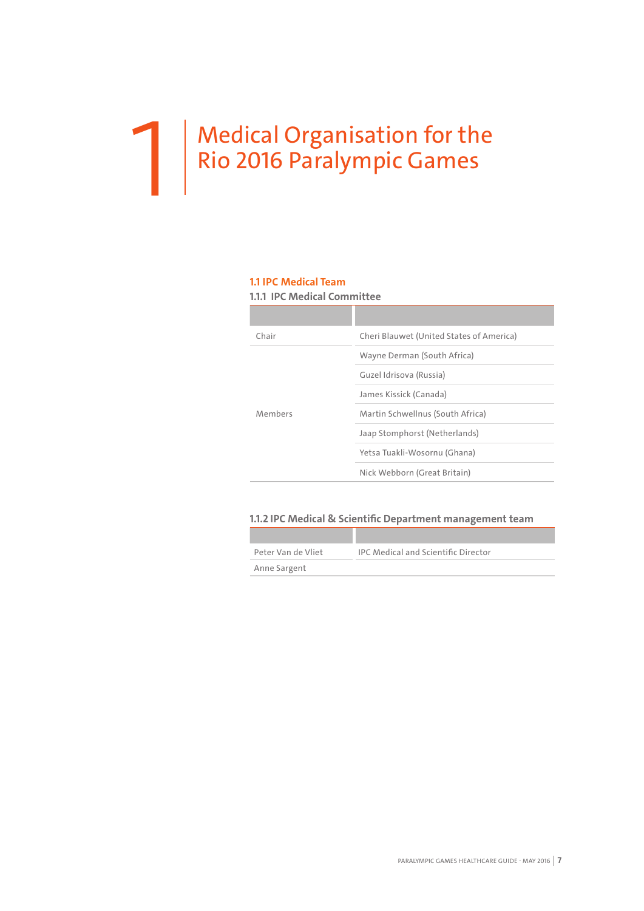# 1 Medical Organisation for the Rio 2016 Paralympic Games

## 1.1 IPC Medical Team

### 1.1.1 IPC Medical Committee

| | |
|---|---|
| Chair | Cheri Blauwet (United States of America) |
| Members | Wayne Derman (South Africa) |
| | Guzel Idrisova (Russia) |
| | James Kissick (Canada) |
| | Martin Schwellnus (South Africa) |
| | Jaap Stomphorst (Netherlands) |
| | Yetsa Tuakli-Wosornu (Ghana) |
| | Nick Webborn (Great Britain) |

### 1.1.2 IPC Medical & Scientific Department management team

| | |
|---|---|
| Peter Van de Vliet | IPC Medical and Scientific Director |
| Anne Sargent | |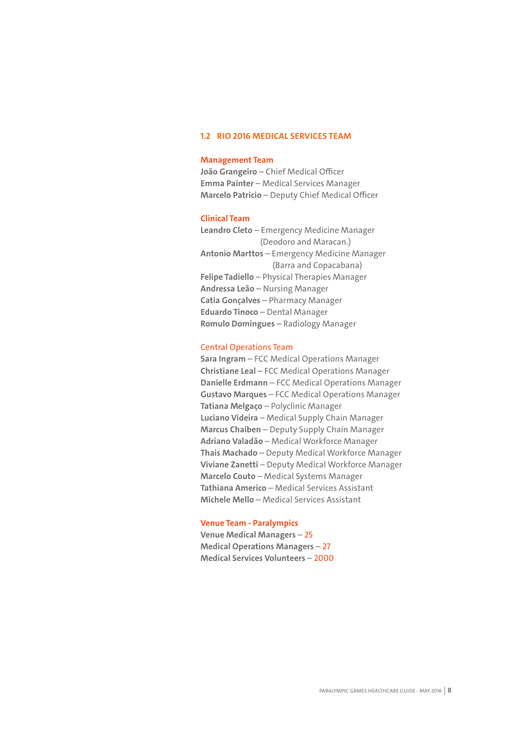## 1.2 RIO 2016 MEDICAL SERVICES TEAM

### Management Team

**João Grangeiro** – Chief Medical Officer
**Emma Painter** – Medical Services Manager
**Marcelo Patricio** – Deputy Chief Medical Officer

### Clinical Team

**Leandro Cleto** – Emergency Medicine Manager (Deodoro and Maracan.)
**Antonio Marttos** – Emergency Medicine Manager (Barra and Copacabana)
**Felipe Tadiello** – Physical Therapies Manager
**Andressa Leão** – Nursing Manager
**Catia Gonçalves** – Pharmacy Manager
**Eduardo Tinoco** – Dental Manager
**Romulo Domingues** – Radiology Manager

### Central Operations Team

**Sara Ingram** – FCC Medical Operations Manager
**Christiane Leal** – FCC Medical Operations Manager
**Danielle Erdmann** – FCC Medical Operations Manager
**Gustavo Marques** – FCC Medical Operations Manager
**Tatiana Melgaço** – Polyclinic Manager
**Luciano Videira** – Medical Supply Chain Manager
**Marcus Chaiben** – Deputy Supply Chain Manager
**Adriano Valadão** – Medical Workforce Manager
**Thais Machado** – Deputy Medical Workforce Manager
**Viviane Zanetti** – Deputy Medical Workforce Manager
**Marcelo Couto** – Medical Systems Manager
**Tathiana Americo** – Medical Services Assistant
**Michele Mello** – Medical Services Assistant

### Venue Team - Paralympics

**Venue Medical Managers** – 25
**Medical Operations Managers** – 27
**Medical Services Volunteers** – 2000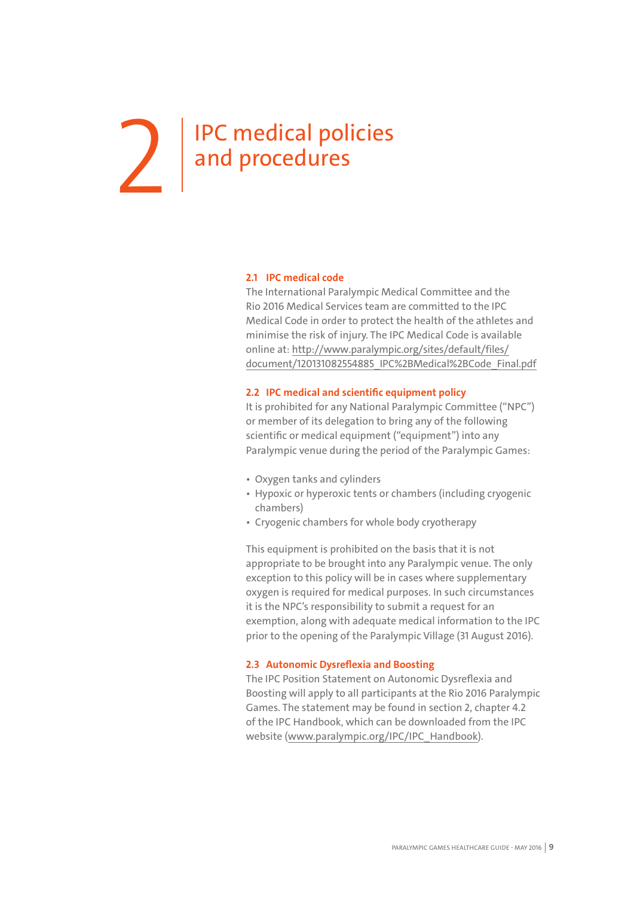# 2 IPC medical policies and procedures

### 2.1 IPC medical code

The International Paralympic Medical Committee and the Rio 2016 Medical Services team are committed to the IPC Medical Code in order to protect the health of the athletes and minimise the risk of injury. The IPC Medical Code is available online at: http://www.paralympic.org/sites/default/files/document/120131082554885_IPC%2BMedical%2BCode_Final.pdf

### 2.2 IPC medical and scientific equipment policy

It is prohibited for any National Paralympic Committee ("NPC") or member of its delegation to bring any of the following scientific or medical equipment ("equipment") into any Paralympic venue during the period of the Paralympic Games:

- Oxygen tanks and cylinders
- Hypoxic or hyperoxic tents or chambers (including cryogenic chambers)
- Cryogenic chambers for whole body cryotherapy

This equipment is prohibited on the basis that it is not appropriate to be brought into any Paralympic venue. The only exception to this policy will be in cases where supplementary oxygen is required for medical purposes. In such circumstances it is the NPC's responsibility to submit a request for an exemption, along with adequate medical information to the IPC prior to the opening of the Paralympic Village (31 August 2016).

### 2.3 Autonomic Dysreflexia and Boosting

The IPC Position Statement on Autonomic Dysreflexia and Boosting will apply to all participants at the Rio 2016 Paralympic Games. The statement may be found in section 2, chapter 4.2 of the IPC Handbook, which can be downloaded from the IPC website (www.paralympic.org/IPC/IPC_Handbook).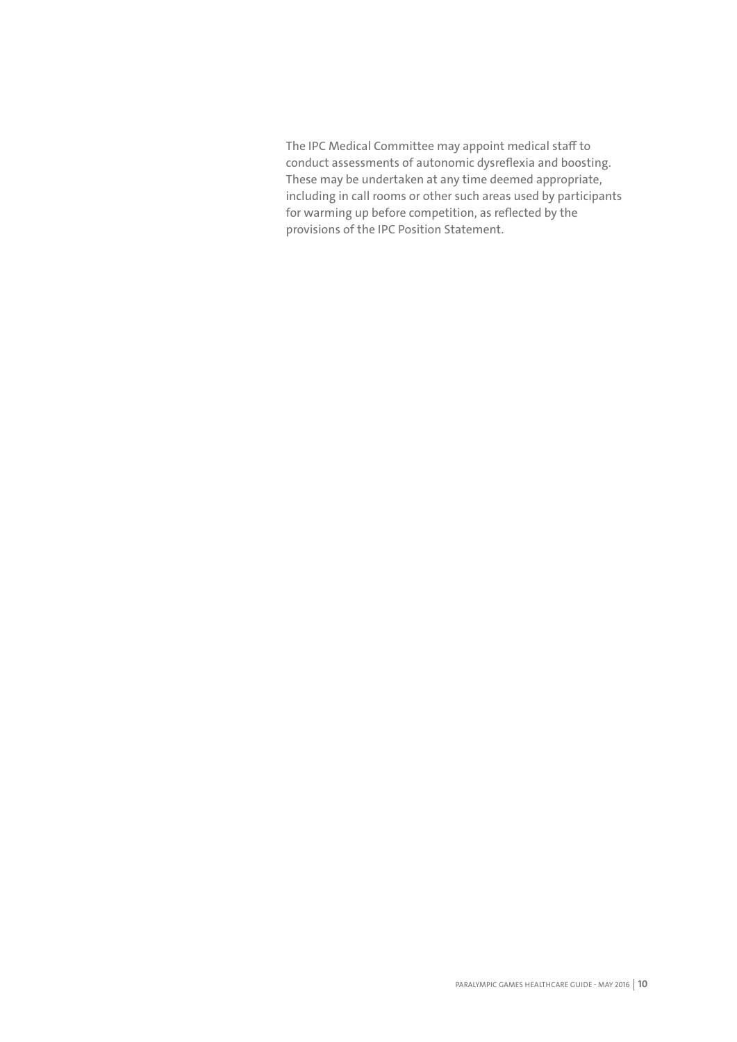The IPC Medical Committee may appoint medical staff to conduct assessments of autonomic dysreflexia and boosting. These may be undertaken at any time deemed appropriate, including in call rooms or other such areas used by participants for warming up before competition, as reflected by the provisions of the IPC Position Statement.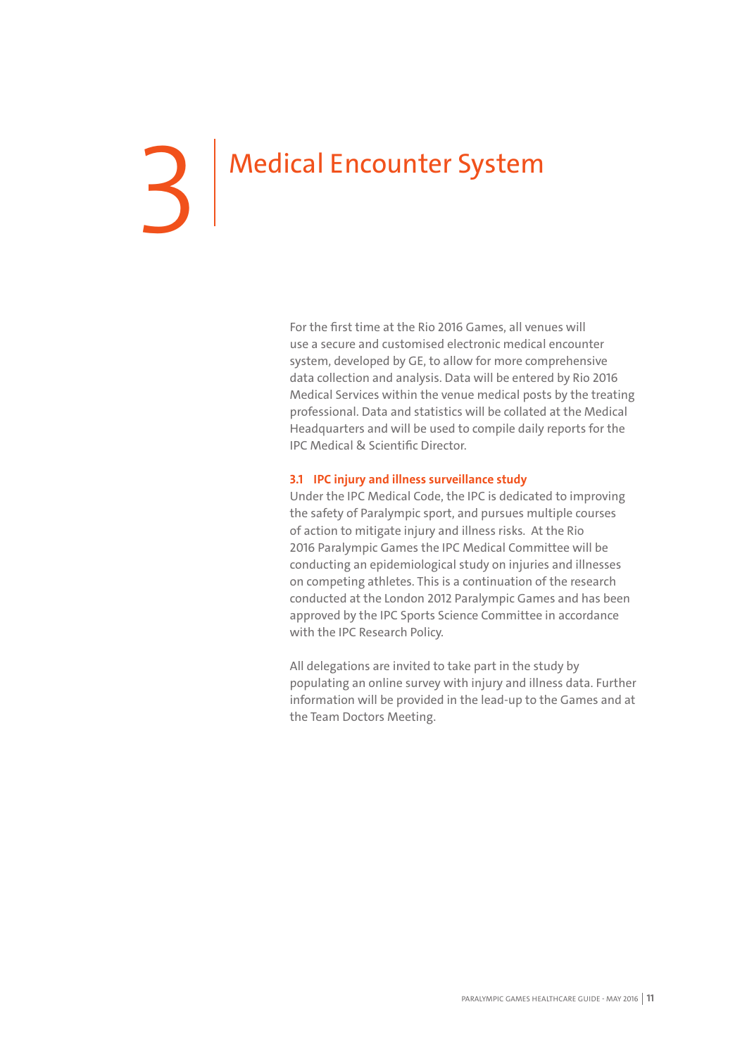# 3 Medical Encounter System

For the first time at the Rio 2016 Games, all venues will use a secure and customised electronic medical encounter system, developed by GE, to allow for more comprehensive data collection and analysis. Data will be entered by Rio 2016 Medical Services within the venue medical posts by the treating professional. Data and statistics will be collated at the Medical Headquarters and will be used to compile daily reports for the IPC Medical & Scientific Director.

## 3.1 IPC injury and illness surveillance study

Under the IPC Medical Code, the IPC is dedicated to improving the safety of Paralympic sport, and pursues multiple courses of action to mitigate injury and illness risks. At the Rio 2016 Paralympic Games the IPC Medical Committee will be conducting an epidemiological study on injuries and illnesses on competing athletes. This is a continuation of the research conducted at the London 2012 Paralympic Games and has been approved by the IPC Sports Science Committee in accordance with the IPC Research Policy.

All delegations are invited to take part in the study by populating an online survey with injury and illness data. Further information will be provided in the lead-up to the Games and at the Team Doctors Meeting.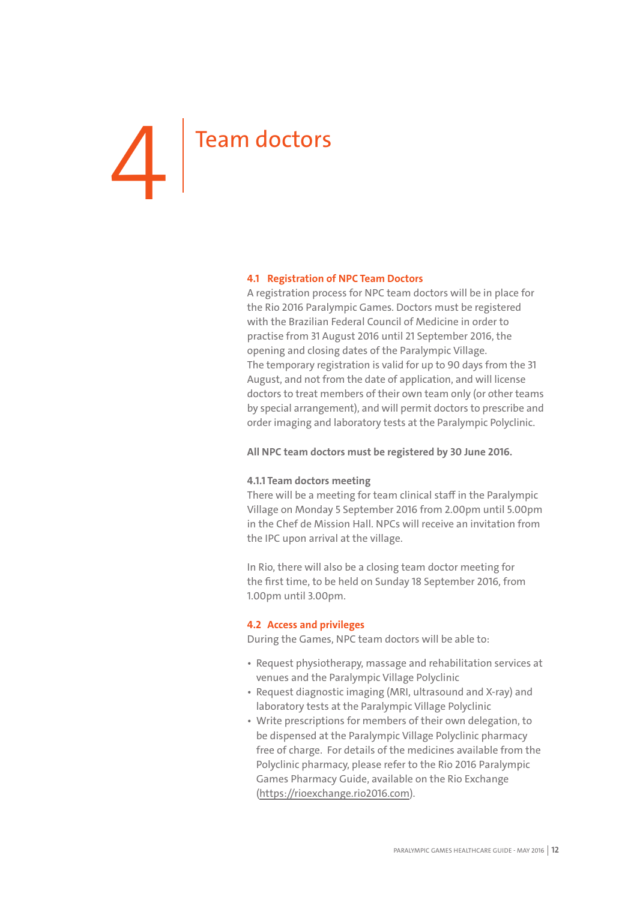# 4 Team doctors

### 4.1 Registration of NPC Team Doctors

A registration process for NPC team doctors will be in place for the Rio 2016 Paralympic Games. Doctors must be registered with the Brazilian Federal Council of Medicine in order to practise from 31 August 2016 until 21 September 2016, the opening and closing dates of the Paralympic Village.
The temporary registration is valid for up to 90 days from the 31 August, and not from the date of application, and will license doctors to treat members of their own team only (or other teams by special arrangement), and will permit doctors to prescribe and order imaging and laboratory tests at the Paralympic Polyclinic.

**All NPC team doctors must be registered by 30 June 2016.**

#### 4.1.1 Team doctors meeting

There will be a meeting for team clinical staff in the Paralympic Village on Monday 5 September 2016 from 2.00pm until 5.00pm in the Chef de Mission Hall. NPCs will receive an invitation from the IPC upon arrival at the village.

In Rio, there will also be a closing team doctor meeting for the first time, to be held on Sunday 18 September 2016, from 1.00pm until 3.00pm.

### 4.2 Access and privileges

During the Games, NPC team doctors will be able to:

- Request physiotherapy, massage and rehabilitation services at venues and the Paralympic Village Polyclinic
- Request diagnostic imaging (MRI, ultrasound and X-ray) and laboratory tests at the Paralympic Village Polyclinic
- Write prescriptions for members of their own delegation, to be dispensed at the Paralympic Village Polyclinic pharmacy free of charge. For details of the medicines available from the Polyclinic pharmacy, please refer to the Rio 2016 Paralympic Games Pharmacy Guide, available on the Rio Exchange (https://rioexchange.rio2016.com).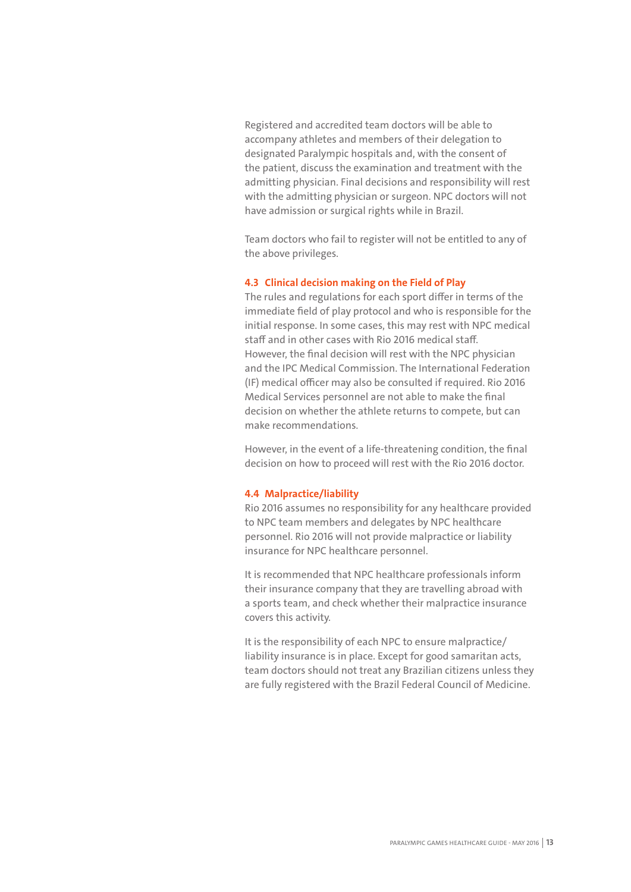Registered and accredited team doctors will be able to accompany athletes and members of their delegation to designated Paralympic hospitals and, with the consent of the patient, discuss the examination and treatment with the admitting physician. Final decisions and responsibility will rest with the admitting physician or surgeon. NPC doctors will not have admission or surgical rights while in Brazil.

Team doctors who fail to register will not be entitled to any of the above privileges.

### 4.3 Clinical decision making on the Field of Play

The rules and regulations for each sport differ in terms of the immediate field of play protocol and who is responsible for the initial response. In some cases, this may rest with NPC medical staff and in other cases with Rio 2016 medical staff. However, the final decision will rest with the NPC physician and the IPC Medical Commission. The International Federation (IF) medical officer may also be consulted if required. Rio 2016 Medical Services personnel are not able to make the final decision on whether the athlete returns to compete, but can make recommendations.

However, in the event of a life-threatening condition, the final decision on how to proceed will rest with the Rio 2016 doctor.

### 4.4 Malpractice/liability

Rio 2016 assumes no responsibility for any healthcare provided to NPC team members and delegates by NPC healthcare personnel. Rio 2016 will not provide malpractice or liability insurance for NPC healthcare personnel.

It is recommended that NPC healthcare professionals inform their insurance company that they are travelling abroad with a sports team, and check whether their malpractice insurance covers this activity.

It is the responsibility of each NPC to ensure malpractice/liability insurance is in place. Except for good samaritan acts, team doctors should not treat any Brazilian citizens unless they are fully registered with the Brazil Federal Council of Medicine.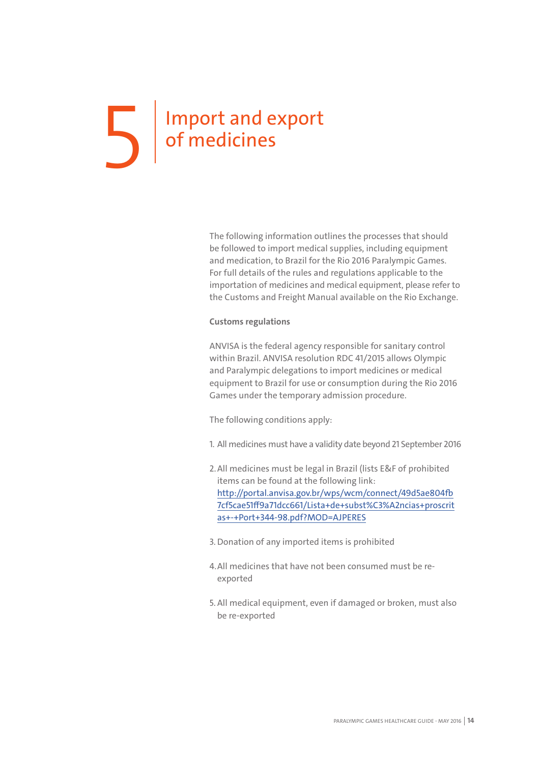# 5 Import and export of medicines

The following information outlines the processes that should be followed to import medical supplies, including equipment and medication, to Brazil for the Rio 2016 Paralympic Games. For full details of the rules and regulations applicable to the importation of medicines and medical equipment, please refer to the Customs and Freight Manual available on the Rio Exchange.

**Customs regulations**

ANVISA is the federal agency responsible for sanitary control within Brazil. ANVISA resolution RDC 41/2015 allows Olympic and Paralympic delegations to import medicines or medical equipment to Brazil for use or consumption during the Rio 2016 Games under the temporary admission procedure.

The following conditions apply:

1. All medicines must have a validity date beyond 21 September 2016
2. All medicines must be legal in Brazil (lists E&F of prohibited items can be found at the following link: http://portal.anvisa.gov.br/wps/wcm/connect/49d5ae804fb7cf5cae51ff9a71dcc661/Lista+de+subst%C3%A2ncias+proscritas+-+Port+344-98.pdf?MOD=AJPERES
3. Donation of any imported items is prohibited
4. All medicines that have not been consumed must be re-exported
5. All medical equipment, even if damaged or broken, must also be re-exported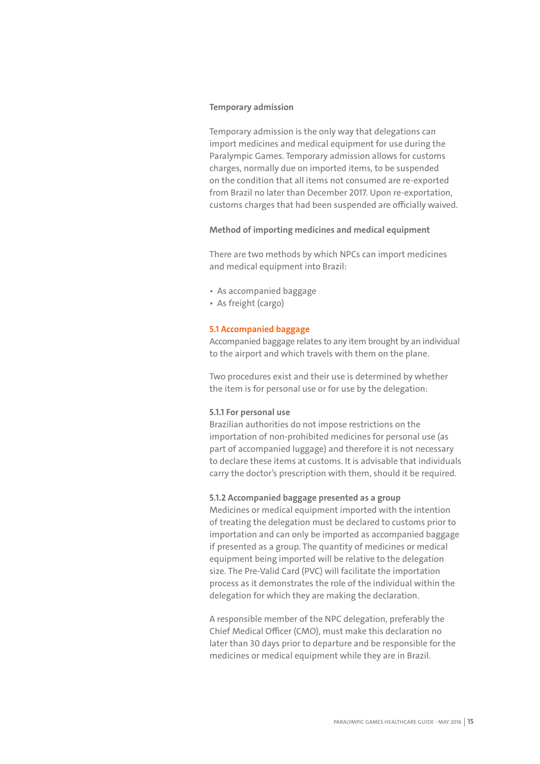**Temporary admission**

Temporary admission is the only way that delegations can import medicines and medical equipment for use during the Paralympic Games. Temporary admission allows for customs charges, normally due on imported items, to be suspended on the condition that all items not consumed are re-exported from Brazil no later than December 2017. Upon re-exportation, customs charges that had been suspended are officially waived.

**Method of importing medicines and medical equipment**

There are two methods by which NPCs can import medicines and medical equipment into Brazil:

- As accompanied baggage
- As freight (cargo)

## 5.1 Accompanied baggage

Accompanied baggage relates to any item brought by an individual to the airport and which travels with them on the plane.

Two procedures exist and their use is determined by whether the item is for personal use or for use by the delegation:

### 5.1.1 For personal use

Brazilian authorities do not impose restrictions on the importation of non-prohibited medicines for personal use (as part of accompanied luggage) and therefore it is not necessary to declare these items at customs. It is advisable that individuals carry the doctor's prescription with them, should it be required.

### 5.1.2 Accompanied baggage presented as a group

Medicines or medical equipment imported with the intention of treating the delegation must be declared to customs prior to importation and can only be imported as accompanied baggage if presented as a group. The quantity of medicines or medical equipment being imported will be relative to the delegation size. The Pre-Valid Card (PVC) will facilitate the importation process as it demonstrates the role of the individual within the delegation for which they are making the declaration.

A responsible member of the NPC delegation, preferably the Chief Medical Officer (CMO), must make this declaration no later than 30 days prior to departure and be responsible for the medicines or medical equipment while they are in Brazil.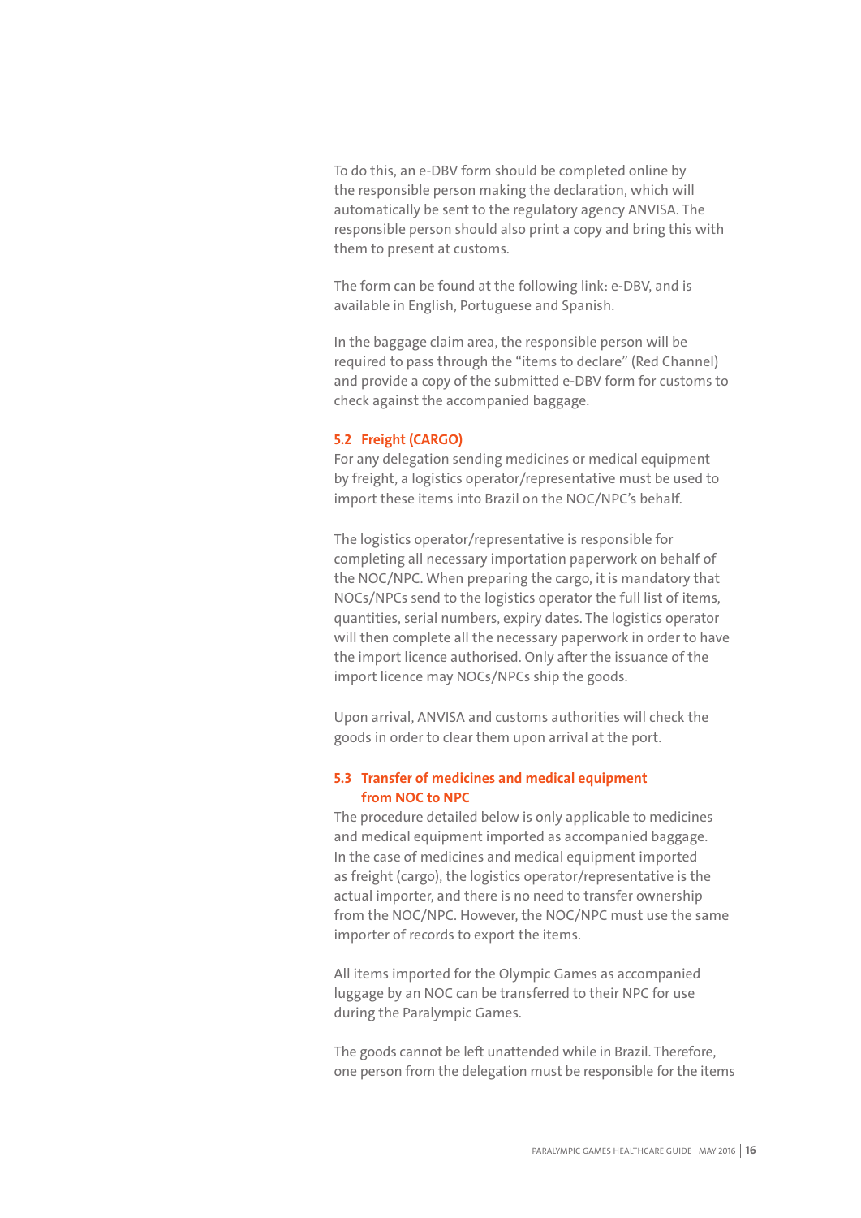To do this, an e-DBV form should be completed online by the responsible person making the declaration, which will automatically be sent to the regulatory agency ANVISA. The responsible person should also print a copy and bring this with them to present at customs.

The form can be found at the following link: e-DBV, and is available in English, Portuguese and Spanish.

In the baggage claim area, the responsible person will be required to pass through the "items to declare" (Red Channel) and provide a copy of the submitted e-DBV form for customs to check against the accompanied baggage.

### 5.2 Freight (CARGO)

For any delegation sending medicines or medical equipment by freight, a logistics operator/representative must be used to import these items into Brazil on the NOC/NPC's behalf.

The logistics operator/representative is responsible for completing all necessary importation paperwork on behalf of the NOC/NPC. When preparing the cargo, it is mandatory that NOCs/NPCs send to the logistics operator the full list of items, quantities, serial numbers, expiry dates. The logistics operator will then complete all the necessary paperwork in order to have the import licence authorised. Only after the issuance of the import licence may NOCs/NPCs ship the goods.

Upon arrival, ANVISA and customs authorities will check the goods in order to clear them upon arrival at the port.

### 5.3 Transfer of medicines and medical equipment from NOC to NPC

The procedure detailed below is only applicable to medicines and medical equipment imported as accompanied baggage. In the case of medicines and medical equipment imported as freight (cargo), the logistics operator/representative is the actual importer, and there is no need to transfer ownership from the NOC/NPC. However, the NOC/NPC must use the same importer of records to export the items.

All items imported for the Olympic Games as accompanied luggage by an NOC can be transferred to their NPC for use during the Paralympic Games.

The goods cannot be left unattended while in Brazil. Therefore, one person from the delegation must be responsible for the items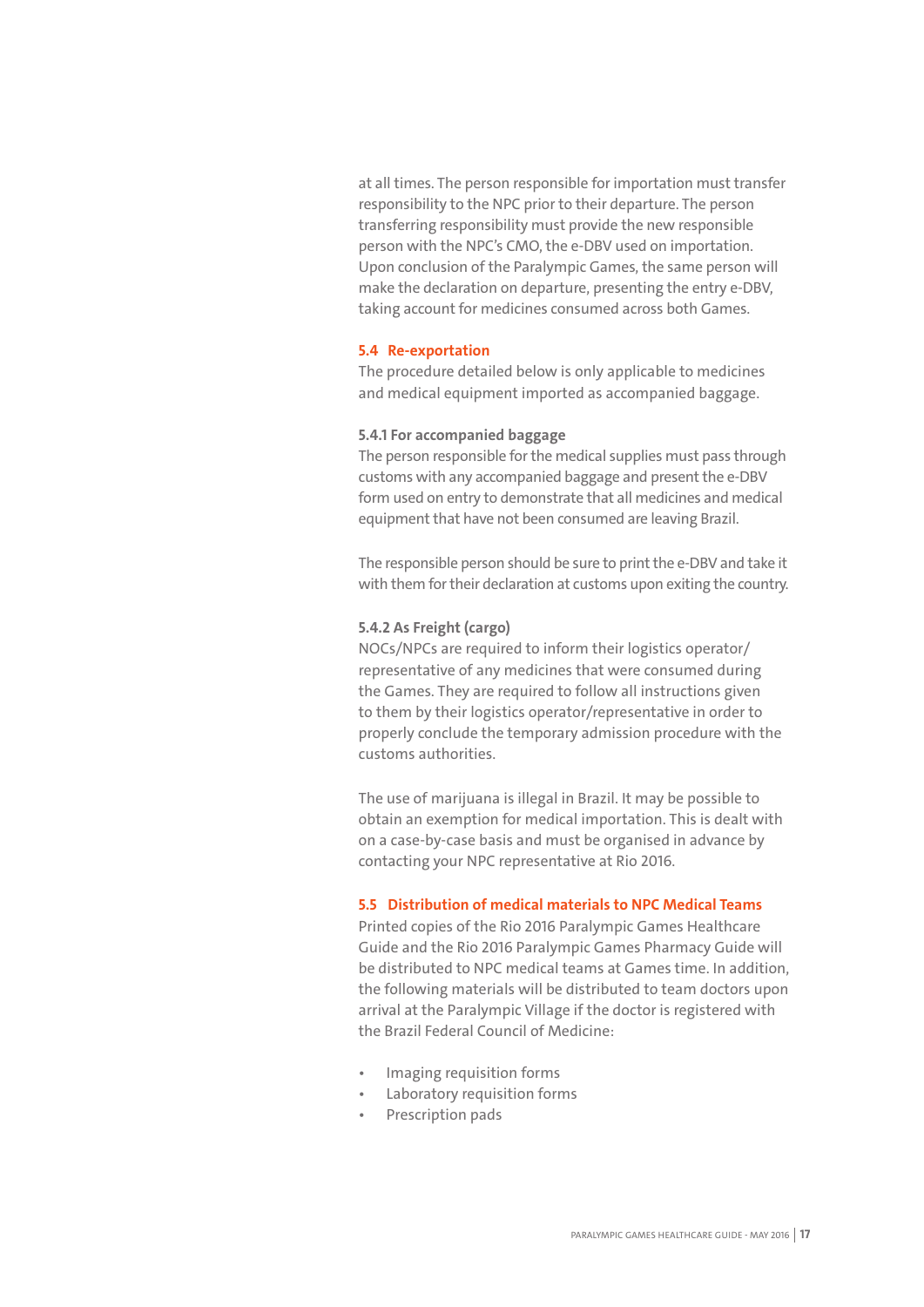at all times. The person responsible for importation must transfer responsibility to the NPC prior to their departure. The person transferring responsibility must provide the new responsible person with the NPC's CMO, the e-DBV used on importation. Upon conclusion of the Paralympic Games, the same person will make the declaration on departure, presenting the entry e-DBV, taking account for medicines consumed across both Games.

## 5.4 Re-exportation

The procedure detailed below is only applicable to medicines and medical equipment imported as accompanied baggage.

### 5.4.1 For accompanied baggage

The person responsible for the medical supplies must pass through customs with any accompanied baggage and present the e-DBV form used on entry to demonstrate that all medicines and medical equipment that have not been consumed are leaving Brazil.

The responsible person should be sure to print the e-DBV and take it with them for their declaration at customs upon exiting the country.

### 5.4.2 As Freight (cargo)

NOCs/NPCs are required to inform their logistics operator/representative of any medicines that were consumed during the Games. They are required to follow all instructions given to them by their logistics operator/representative in order to properly conclude the temporary admission procedure with the customs authorities.

The use of marijuana is illegal in Brazil. It may be possible to obtain an exemption for medical importation. This is dealt with on a case-by-case basis and must be organised in advance by contacting your NPC representative at Rio 2016.

## 5.5 Distribution of medical materials to NPC Medical Teams

Printed copies of the Rio 2016 Paralympic Games Healthcare Guide and the Rio 2016 Paralympic Games Pharmacy Guide will be distributed to NPC medical teams at Games time. In addition, the following materials will be distributed to team doctors upon arrival at the Paralympic Village if the doctor is registered with the Brazil Federal Council of Medicine:

- Imaging requisition forms
- Laboratory requisition forms
- Prescription pads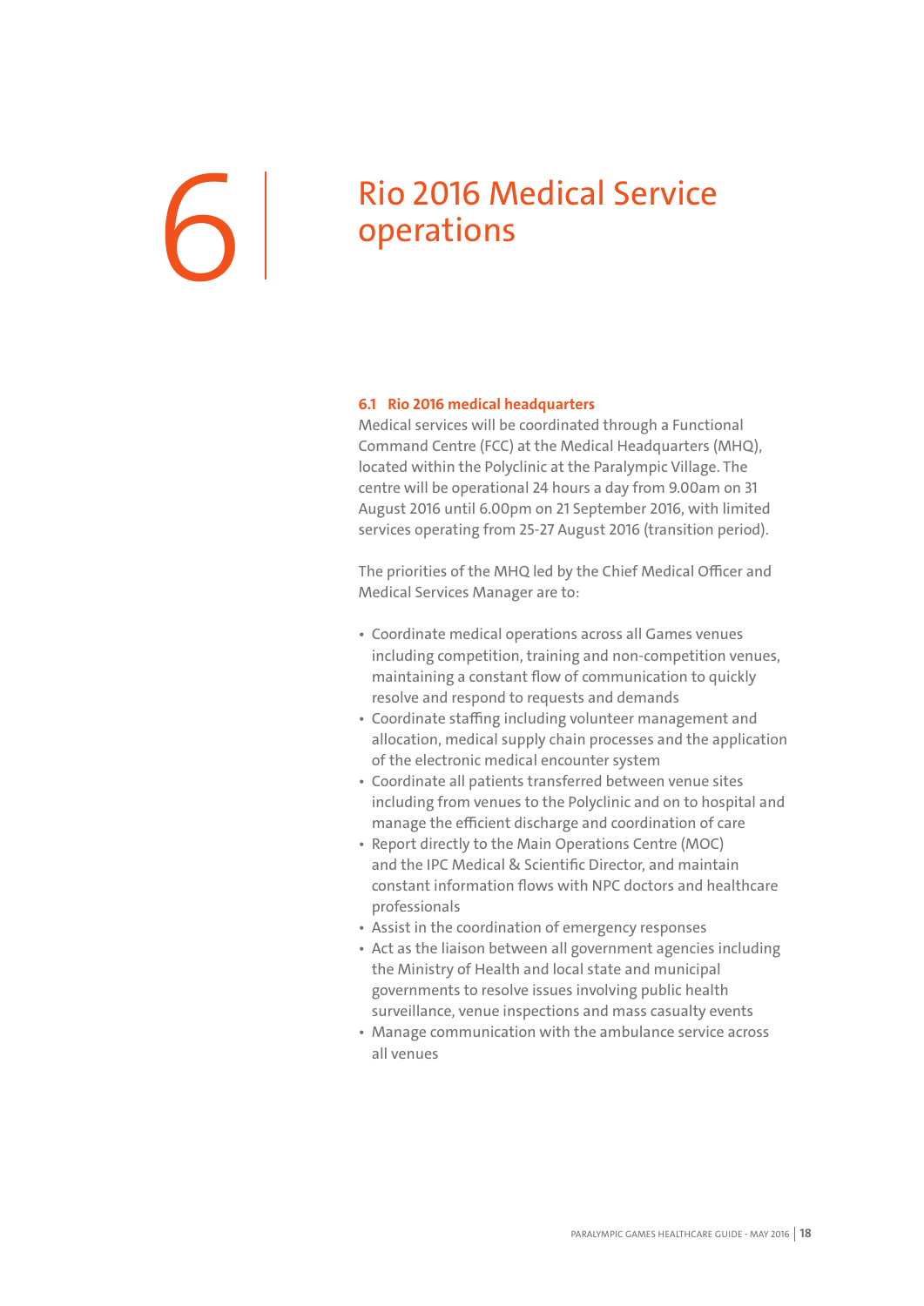# 6 Rio 2016 Medical Service operations

### 6.1 Rio 2016 medical headquarters

Medical services will be coordinated through a Functional Command Centre (FCC) at the Medical Headquarters (MHQ), located within the Polyclinic at the Paralympic Village. The centre will be operational 24 hours a day from 9.00am on 31 August 2016 until 6.00pm on 21 September 2016, with limited services operating from 25-27 August 2016 (transition period).

The priorities of the MHQ led by the Chief Medical Officer and Medical Services Manager are to:

- Coordinate medical operations across all Games venues including competition, training and non-competition venues, maintaining a constant flow of communication to quickly resolve and respond to requests and demands
- Coordinate staffing including volunteer management and allocation, medical supply chain processes and the application of the electronic medical encounter system
- Coordinate all patients transferred between venue sites including from venues to the Polyclinic and on to hospital and manage the efficient discharge and coordination of care
- Report directly to the Main Operations Centre (MOC) and the IPC Medical & Scientific Director, and maintain constant information flows with NPC doctors and healthcare professionals
- Assist in the coordination of emergency responses
- Act as the liaison between all government agencies including the Ministry of Health and local state and municipal governments to resolve issues involving public health surveillance, venue inspections and mass casualty events
- Manage communication with the ambulance service across all venues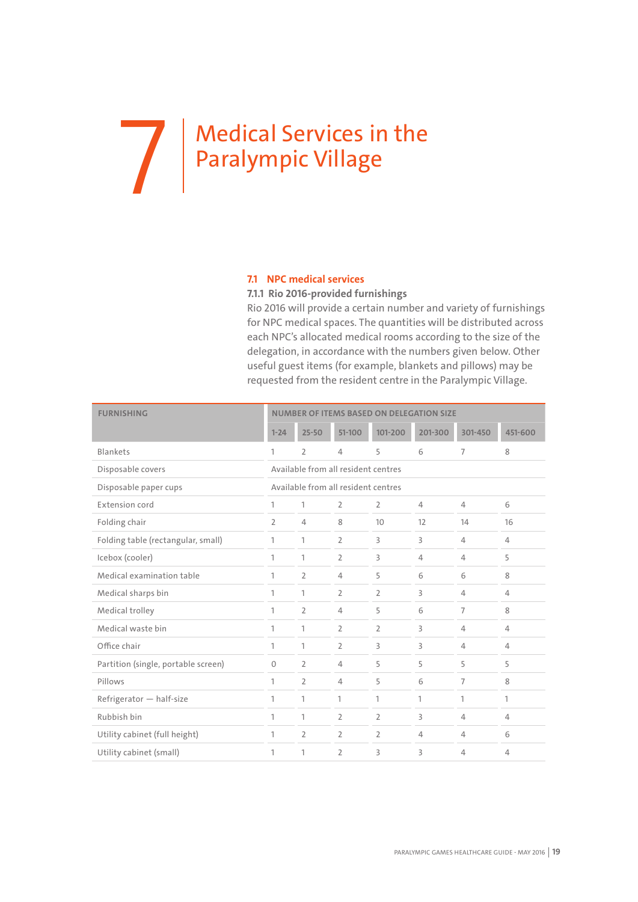# 7 Medical Services in the Paralympic Village

## 7.1 NPC medical services

### 7.1.1 Rio 2016-provided furnishings

Rio 2016 will provide a certain number and variety of furnishings for NPC medical spaces. The quantities will be distributed across each NPC's allocated medical rooms according to the size of the delegation, in accordance with the numbers given below. Other useful guest items (for example, blankets and pillows) may be requested from the resident centre in the Paralympic Village.

| FURNISHING | NUMBER OF ITEMS BASED ON DELEGATION SIZE | | | | | | |
|---|---|---|---|---|---|---|---|
| | 1-24 | 25-50 | 51-100 | 101-200 | 201-300 | 301-450 | 451-600 |
| Blankets | 1 | 2 | 4 | 5 | 6 | 7 | 8 |
| Disposable covers | Available from all resident centres | | | | | | |
| Disposable paper cups | Available from all resident centres | | | | | | |
| Extension cord | 1 | 1 | 2 | 2 | 4 | 4 | 6 |
| Folding chair | 2 | 4 | 8 | 10 | 12 | 14 | 16 |
| Folding table (rectangular, small) | 1 | 1 | 2 | 3 | 3 | 4 | 4 |
| Icebox (cooler) | 1 | 1 | 2 | 3 | 4 | 4 | 5 |
| Medical examination table | 1 | 2 | 4 | 5 | 6 | 6 | 8 |
| Medical sharps bin | 1 | 1 | 2 | 2 | 3 | 4 | 4 |
| Medical trolley | 1 | 2 | 4 | 5 | 6 | 7 | 8 |
| Medical waste bin | 1 | 1 | 2 | 2 | 3 | 4 | 4 |
| Office chair | 1 | 1 | 2 | 3 | 3 | 4 | 4 |
| Partition (single, portable screen) | 0 | 2 | 4 | 5 | 5 | 5 | 5 |
| Pillows | 1 | 2 | 4 | 5 | 6 | 7 | 8 |
| Refrigerator — half-size | 1 | 1 | 1 | 1 | 1 | 1 | 1 |
| Rubbish bin | 1 | 1 | 2 | 2 | 3 | 4 | 4 |
| Utility cabinet (full height) | 1 | 2 | 2 | 2 | 4 | 4 | 6 |
| Utility cabinet (small) | 1 | 1 | 2 | 3 | 3 | 4 | 4 |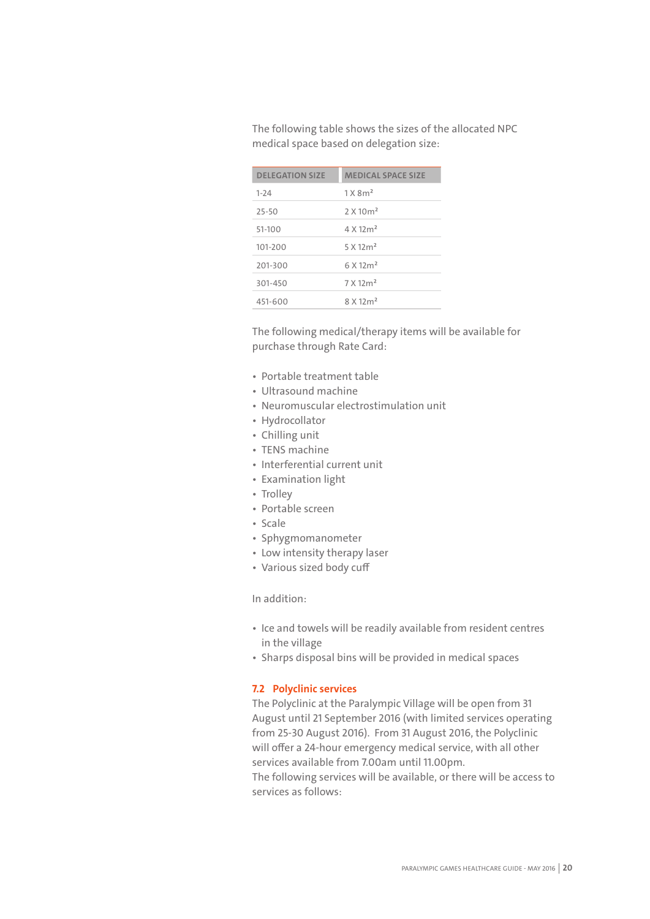The following table shows the sizes of the allocated NPC medical space based on delegation size:

| DELEGATION SIZE | MEDICAL SPACE SIZE |
| --- | --- |
| 1-24 | 1 X 8m² |
| 25-50 | 2 X 10m² |
| 51-100 | 4 X 12m² |
| 101-200 | 5 X 12m² |
| 201-300 | 6 X 12m² |
| 301-450 | 7 X 12m² |
| 451-600 | 8 X 12m² |

The following medical/therapy items will be available for purchase through Rate Card:

- Portable treatment table
- Ultrasound machine
- Neuromuscular electrostimulation unit
- Hydrocollator
- Chilling unit
- TENS machine
- Interferential current unit
- Examination light
- Trolley
- Portable screen
- Scale
- Sphygmomanometer
- Low intensity therapy laser
- Various sized body cuff

In addition:

- Ice and towels will be readily available from resident centres in the village
- Sharps disposal bins will be provided in medical spaces

### 7.2 Polyclinic services

The Polyclinic at the Paralympic Village will be open from 31 August until 21 September 2016 (with limited services operating from 25-30 August 2016). From 31 August 2016, the Polyclinic will offer a 24-hour emergency medical service, with all other services available from 7.00am until 11.00pm.
The following services will be available, or there will be access to services as follows: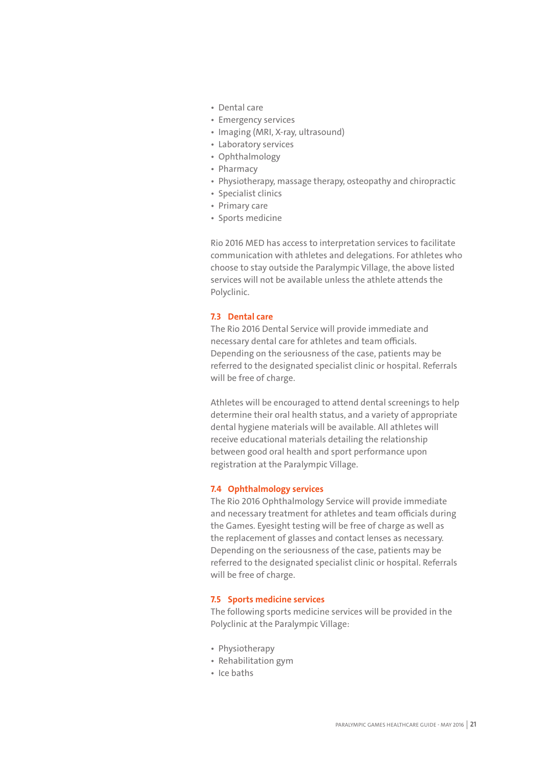- Dental care
- Emergency services
- Imaging (MRI, X-ray, ultrasound)
- Laboratory services
- Ophthalmology
- Pharmacy
- Physiotherapy, massage therapy, osteopathy and chiropractic
- Specialist clinics
- Primary care
- Sports medicine

Rio 2016 MED has access to interpretation services to facilitate communication with athletes and delegations. For athletes who choose to stay outside the Paralympic Village, the above listed services will not be available unless the athlete attends the Polyclinic.

### 7.3 Dental care

The Rio 2016 Dental Service will provide immediate and necessary dental care for athletes and team officials. Depending on the seriousness of the case, patients may be referred to the designated specialist clinic or hospital. Referrals will be free of charge.

Athletes will be encouraged to attend dental screenings to help determine their oral health status, and a variety of appropriate dental hygiene materials will be available. All athletes will receive educational materials detailing the relationship between good oral health and sport performance upon registration at the Paralympic Village.

### 7.4 Ophthalmology services

The Rio 2016 Ophthalmology Service will provide immediate and necessary treatment for athletes and team officials during the Games. Eyesight testing will be free of charge as well as the replacement of glasses and contact lenses as necessary. Depending on the seriousness of the case, patients may be referred to the designated specialist clinic or hospital. Referrals will be free of charge.

### 7.5 Sports medicine services

The following sports medicine services will be provided in the Polyclinic at the Paralympic Village:

- Physiotherapy
- Rehabilitation gym
- Ice baths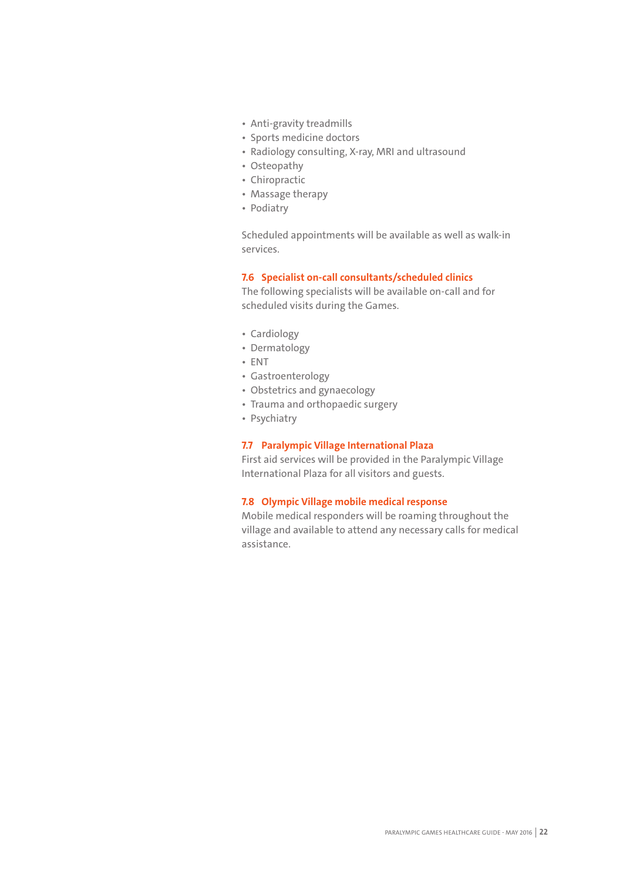- Anti-gravity treadmills
- Sports medicine doctors
- Radiology consulting, X-ray, MRI and ultrasound
- Osteopathy
- Chiropractic
- Massage therapy
- Podiatry

Scheduled appointments will be available as well as walk-in services.

### 7.6 Specialist on-call consultants/scheduled clinics

The following specialists will be available on-call and for scheduled visits during the Games.

- Cardiology
- Dermatology
- ENT
- Gastroenterology
- Obstetrics and gynaecology
- Trauma and orthopaedic surgery
- Psychiatry

### 7.7 Paralympic Village International Plaza

First aid services will be provided in the Paralympic Village International Plaza for all visitors and guests.

### 7.8 Olympic Village mobile medical response

Mobile medical responders will be roaming throughout the village and available to attend any necessary calls for medical assistance.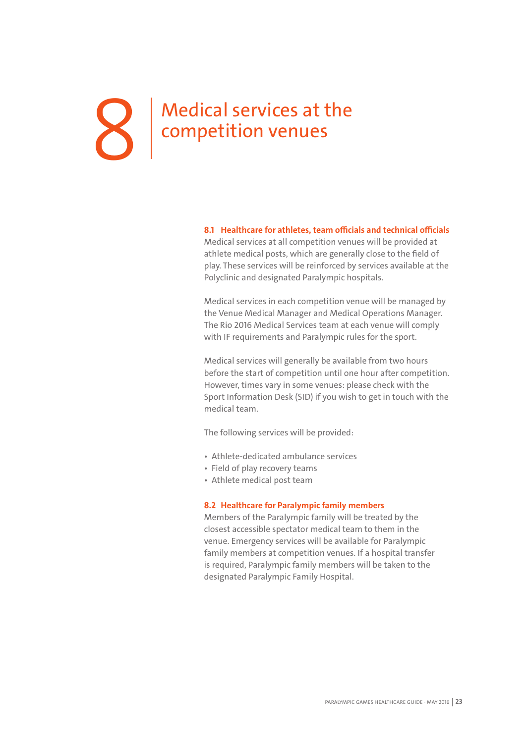# 8 Medical services at the competition venues

## 8.1 Healthcare for athletes, team officials and technical officials

Medical services at all competition venues will be provided at athlete medical posts, which are generally close to the field of play. These services will be reinforced by services available at the Polyclinic and designated Paralympic hospitals.

Medical services in each competition venue will be managed by the Venue Medical Manager and Medical Operations Manager. The Rio 2016 Medical Services team at each venue will comply with IF requirements and Paralympic rules for the sport.

Medical services will generally be available from two hours before the start of competition until one hour after competition. However, times vary in some venues: please check with the Sport Information Desk (SID) if you wish to get in touch with the medical team.

The following services will be provided:

- Athlete-dedicated ambulance services
- Field of play recovery teams
- Athlete medical post team

## 8.2 Healthcare for Paralympic family members

Members of the Paralympic family will be treated by the closest accessible spectator medical team to them in the venue. Emergency services will be available for Paralympic family members at competition venues. If a hospital transfer is required, Paralympic family members will be taken to the designated Paralympic Family Hospital.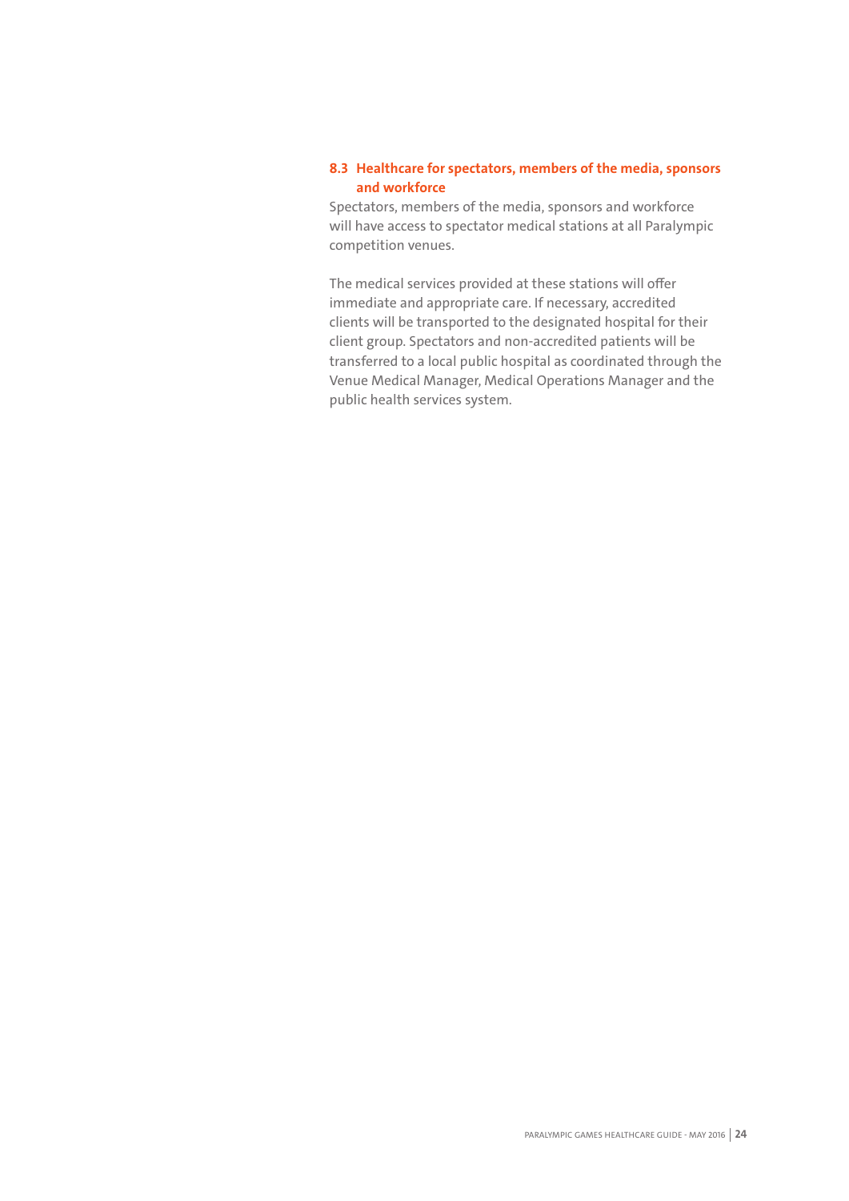### 8.3 Healthcare for spectators, members of the media, sponsors and workforce

Spectators, members of the media, sponsors and workforce will have access to spectator medical stations at all Paralympic competition venues.

The medical services provided at these stations will offer immediate and appropriate care. If necessary, accredited clients will be transported to the designated hospital for their client group. Spectators and non-accredited patients will be transferred to a local public hospital as coordinated through the Venue Medical Manager, Medical Operations Manager and the public health services system.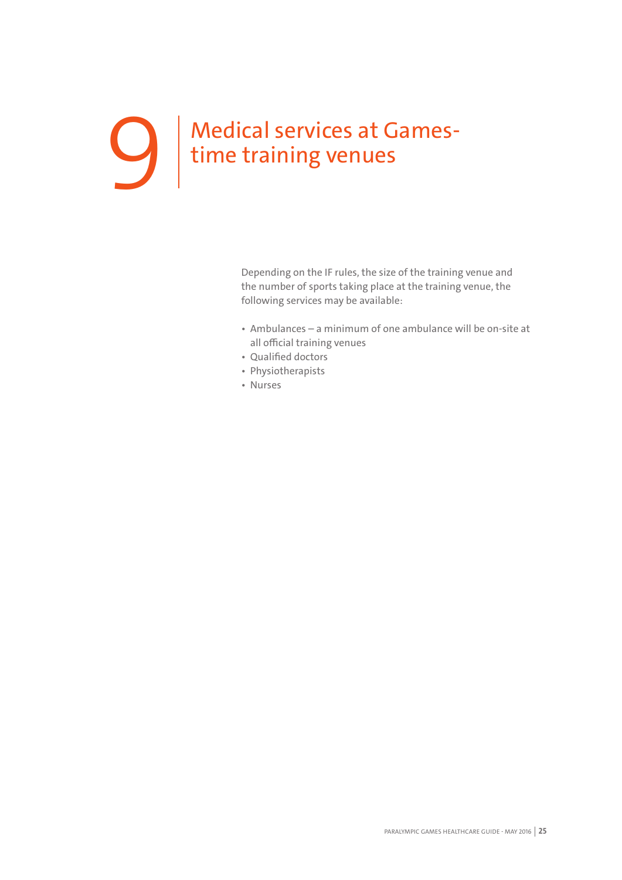# 9 Medical services at Games-time training venues

Depending on the IF rules, the size of the training venue and the number of sports taking place at the training venue, the following services may be available:

- Ambulances – a minimum of one ambulance will be on-site at all official training venues
- Qualified doctors
- Physiotherapists
- Nurses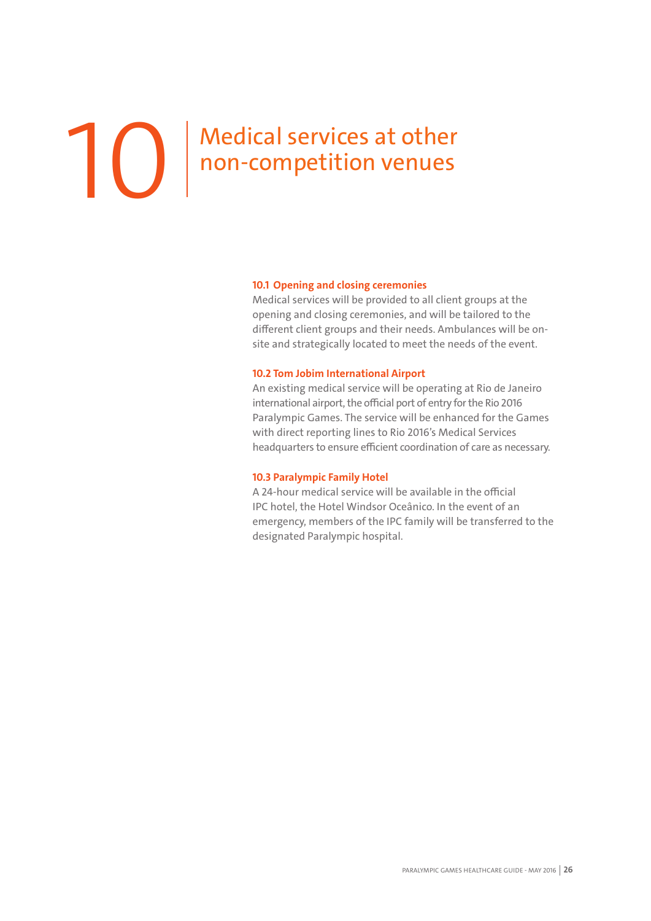# 10 Medical services at other non-competition venues

### 10.1 Opening and closing ceremonies

Medical services will be provided to all client groups at the opening and closing ceremonies, and will be tailored to the different client groups and their needs. Ambulances will be on-site and strategically located to meet the needs of the event.

### 10.2 Tom Jobim International Airport

An existing medical service will be operating at Rio de Janeiro international airport, the official port of entry for the Rio 2016 Paralympic Games. The service will be enhanced for the Games with direct reporting lines to Rio 2016's Medical Services headquarters to ensure efficient coordination of care as necessary.

### 10.3 Paralympic Family Hotel

A 24-hour medical service will be available in the official IPC hotel, the Hotel Windsor Oceânico. In the event of an emergency, members of the IPC family will be transferred to the designated Paralympic hospital.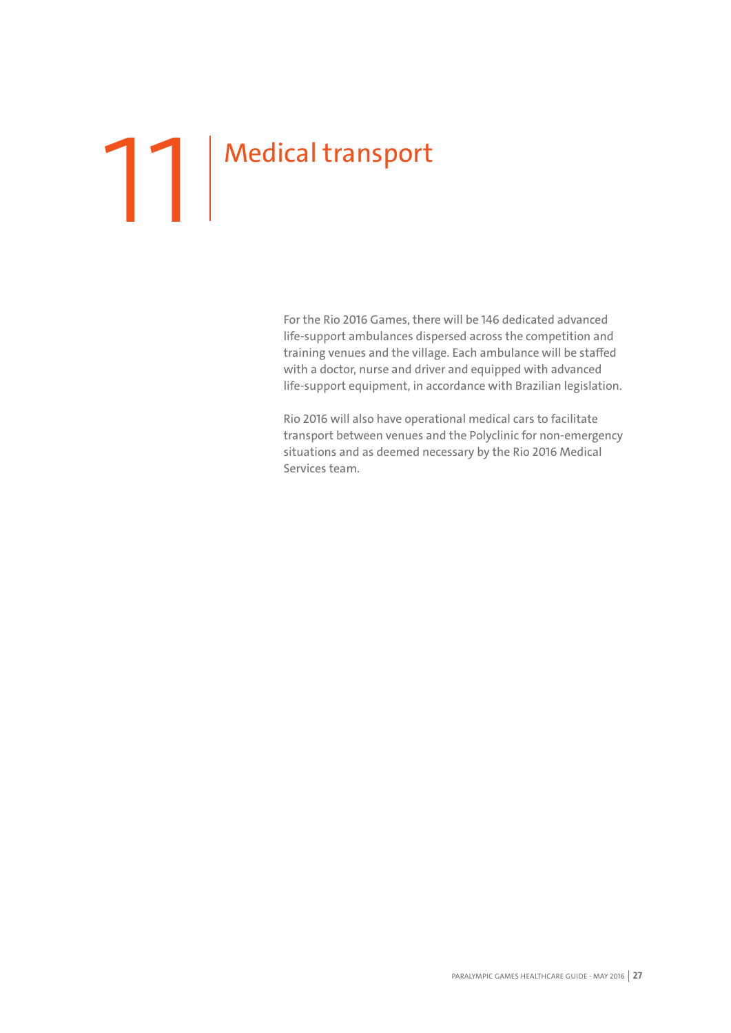# 11 Medical transport

For the Rio 2016 Games, there will be 146 dedicated advanced life-support ambulances dispersed across the competition and training venues and the village. Each ambulance will be staffed with a doctor, nurse and driver and equipped with advanced life-support equipment, in accordance with Brazilian legislation.

Rio 2016 will also have operational medical cars to facilitate transport between venues and the Polyclinic for non-emergency situations and as deemed necessary by the Rio 2016 Medical Services team.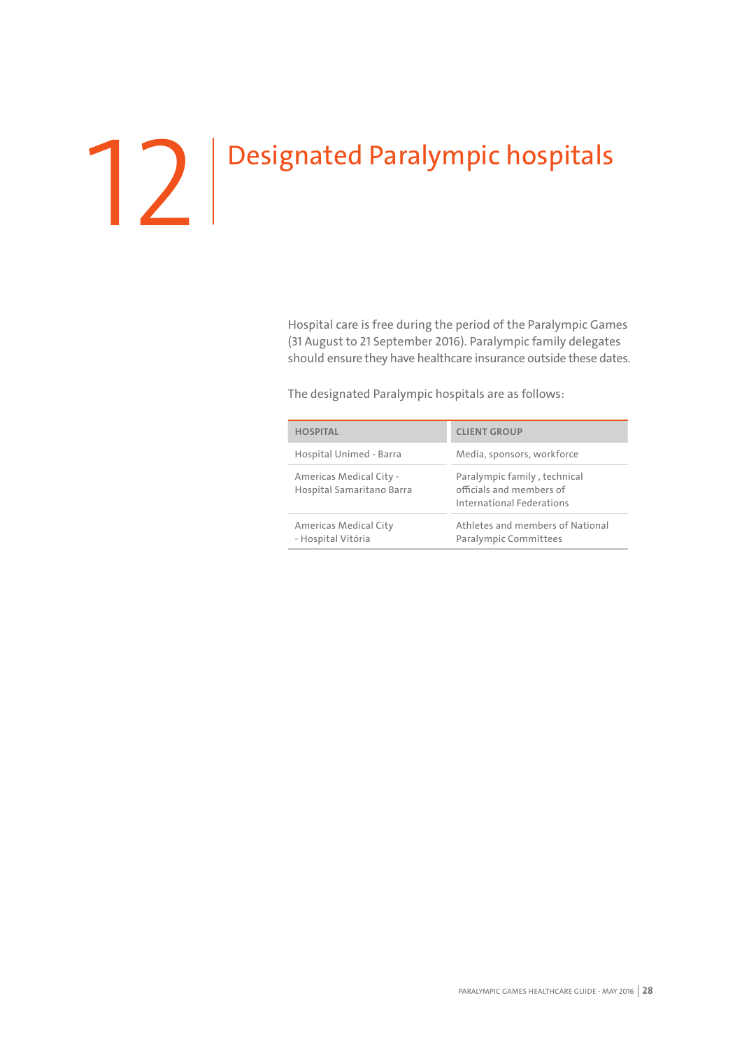# 12 Designated Paralympic hospitals

Hospital care is free during the period of the Paralympic Games (31 August to 21 September 2016). Paralympic family delegates should ensure they have healthcare insurance outside these dates.

The designated Paralympic hospitals are as follows:

| HOSPITAL | CLIENT GROUP |
|---|---|
| Hospital Unimed - Barra | Media, sponsors, workforce |
| Americas Medical City - Hospital Samaritano Barra | Paralympic family , technical officials and members of International Federations |
| Americas Medical City - Hospital Vitória | Athletes and members of National Paralympic Committees |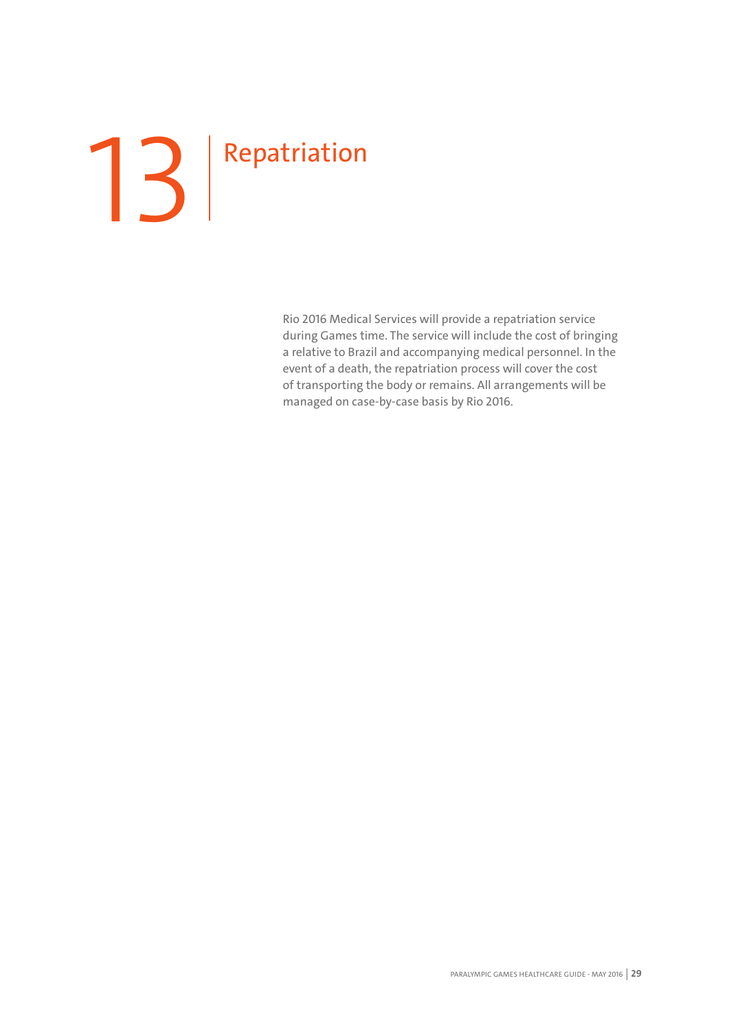# 13 Repatriation

Rio 2016 Medical Services will provide a repatriation service during Games time. The service will include the cost of bringing a relative to Brazil and accompanying medical personnel. In the event of a death, the repatriation process will cover the cost of transporting the body or remains. All arrangements will be managed on case-by-case basis by Rio 2016.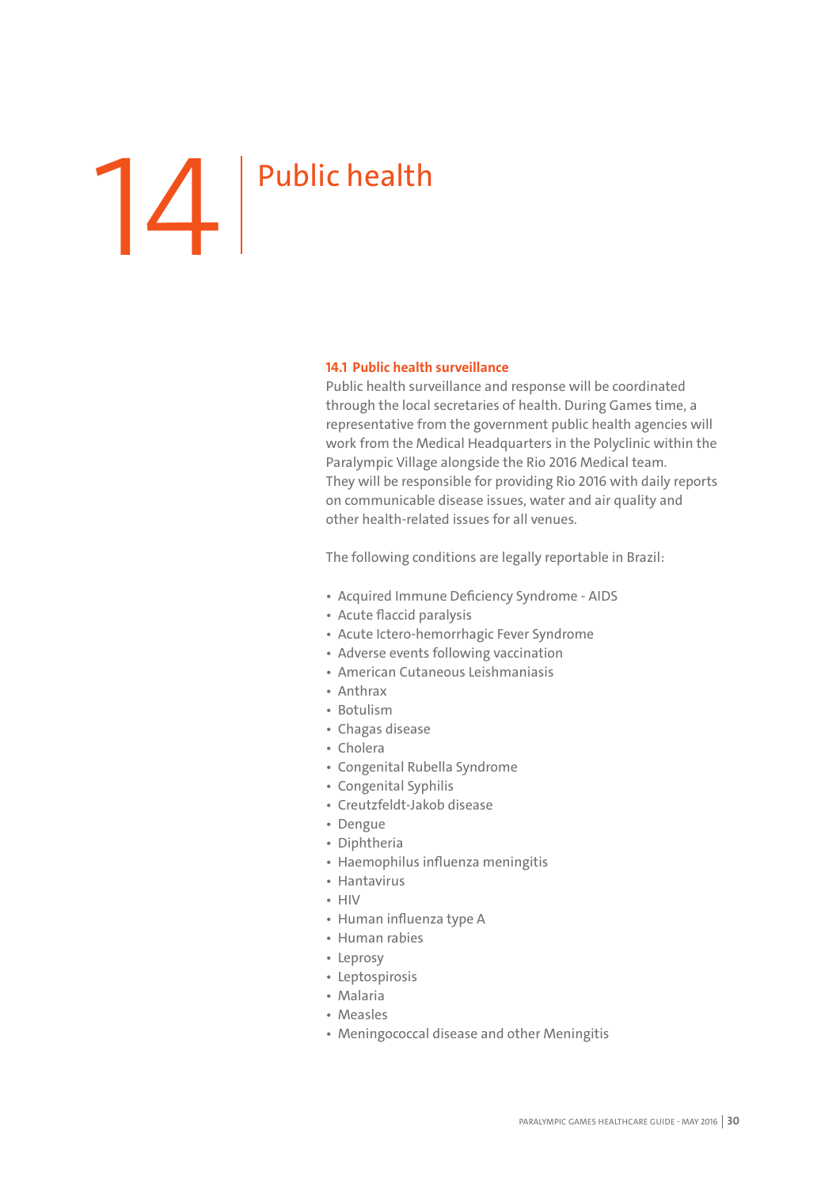# 14 Public health

### 14.1 Public health surveillance

Public health surveillance and response will be coordinated through the local secretaries of health. During Games time, a representative from the government public health agencies will work from the Medical Headquarters in the Polyclinic within the Paralympic Village alongside the Rio 2016 Medical team. They will be responsible for providing Rio 2016 with daily reports on communicable disease issues, water and air quality and other health-related issues for all venues.

The following conditions are legally reportable in Brazil:

- Acquired Immune Deficiency Syndrome - AIDS
- Acute flaccid paralysis
- Acute Ictero-hemorrhagic Fever Syndrome
- Adverse events following vaccination
- American Cutaneous Leishmaniasis
- Anthrax
- Botulism
- Chagas disease
- Cholera
- Congenital Rubella Syndrome
- Congenital Syphilis
- Creutzfeldt-Jakob disease
- Dengue
- Diphtheria
- Haemophilus influenza meningitis
- Hantavirus
- HIV
- Human influenza type A
- Human rabies
- Leprosy
- Leptospirosis
- Malaria
- Measles
- Meningococcal disease and other Meningitis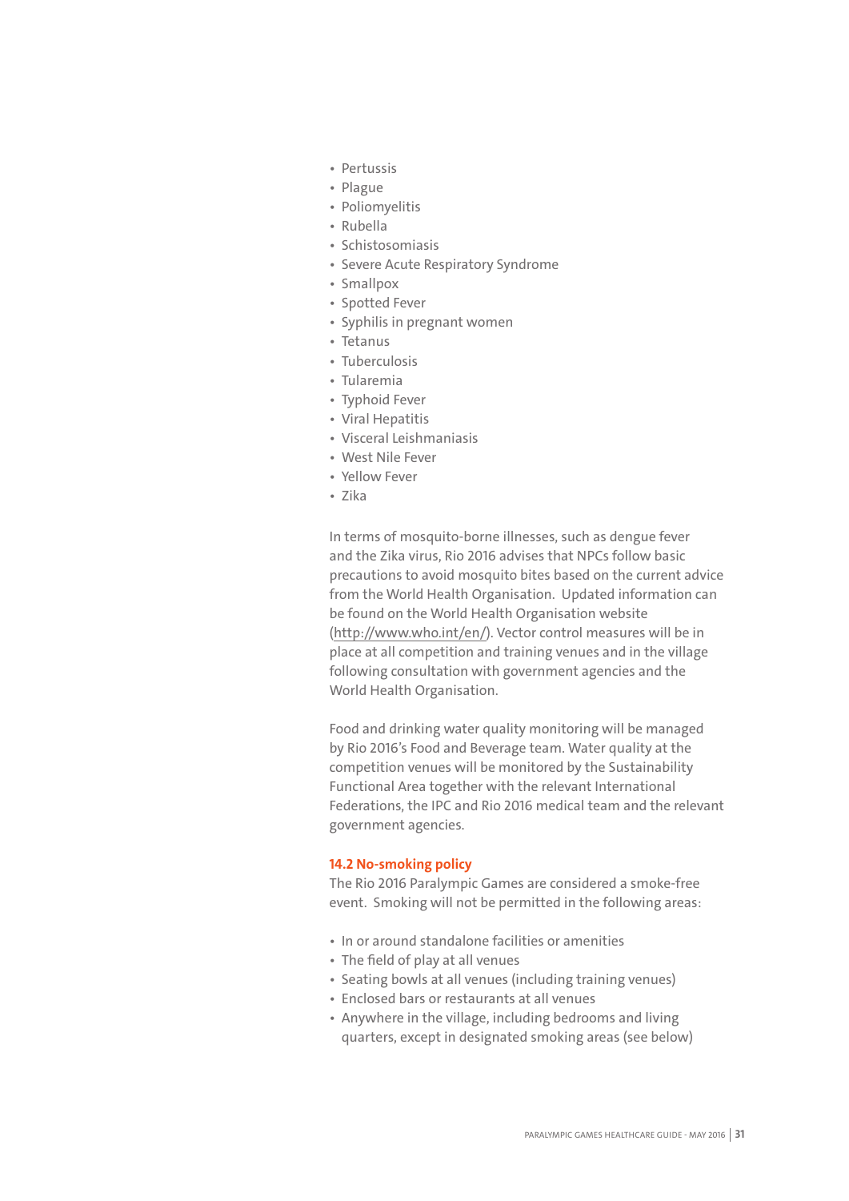- Pertussis
- Plague
- Poliomyelitis
- Rubella
- Schistosomiasis
- Severe Acute Respiratory Syndrome
- Smallpox
- Spotted Fever
- Syphilis in pregnant women
- Tetanus
- Tuberculosis
- Tularemia
- Typhoid Fever
- Viral Hepatitis
- Visceral Leishmaniasis
- West Nile Fever
- Yellow Fever
- Zika

In terms of mosquito-borne illnesses, such as dengue fever and the Zika virus, Rio 2016 advises that NPCs follow basic precautions to avoid mosquito bites based on the current advice from the World Health Organisation. Updated information can be found on the World Health Organisation website (http://www.who.int/en/). Vector control measures will be in place at all competition and training venues and in the village following consultation with government agencies and the World Health Organisation.

Food and drinking water quality monitoring will be managed by Rio 2016's Food and Beverage team. Water quality at the competition venues will be monitored by the Sustainability Functional Area together with the relevant International Federations, the IPC and Rio 2016 medical team and the relevant government agencies.

### 14.2 No-smoking policy

The Rio 2016 Paralympic Games are considered a smoke-free event. Smoking will not be permitted in the following areas:

- In or around standalone facilities or amenities
- The field of play at all venues
- Seating bowls at all venues (including training venues)
- Enclosed bars or restaurants at all venues
- Anywhere in the village, including bedrooms and living quarters, except in designated smoking areas (see below)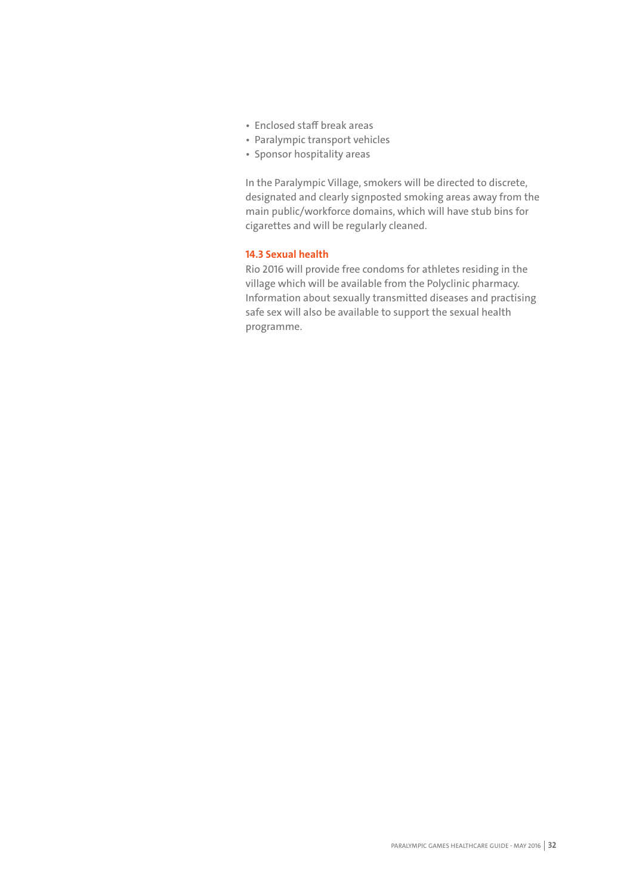- Enclosed staff break areas
- Paralympic transport vehicles
- Sponsor hospitality areas

In the Paralympic Village, smokers will be directed to discrete, designated and clearly signposted smoking areas away from the main public/workforce domains, which will have stub bins for cigarettes and will be regularly cleaned.

### 14.3 Sexual health

Rio 2016 will provide free condoms for athletes residing in the village which will be available from the Polyclinic pharmacy. Information about sexually transmitted diseases and practising safe sex will also be available to support the sexual health programme.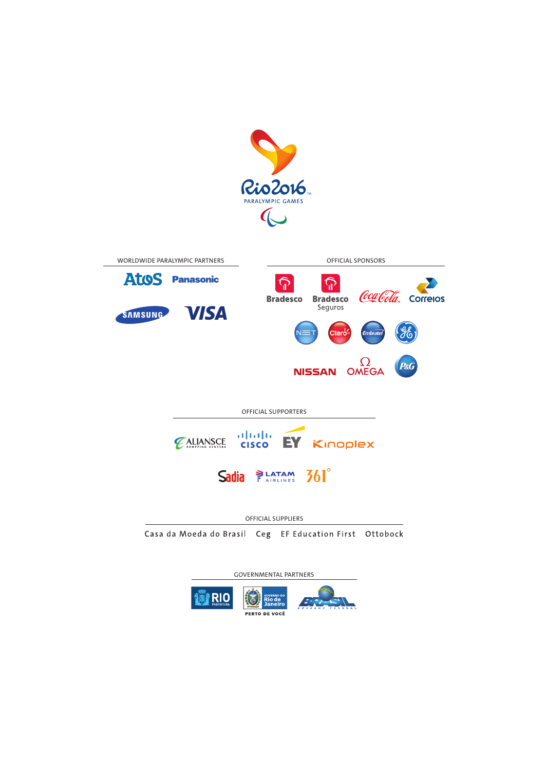Rio2016™

PARALYMPIC GAMES

WORLDWIDE PARALYMPIC PARTNERS

Atos Panasonic

SAMSUNG VISA

OFFICIAL SPONSORS

Bradesco Bradesco Seguros Coca-Cola Correios

NET Claro Embratel GE

NISSAN OMEGA P&G

OFFICIAL SUPPORTERS

ALIANSCE SHOPPING CENTERS cisco EY Kinoplex

Sadia LATAM AIRLINES 361°

OFFICIAL SUPPLIERS

Casa da Moeda do Brasil Ceg EF Education First Ottobock

GOVERNMENTAL PARTNERS

RIO PREFEITURA Governo do Rio de Janeiro PERTO DE VOCÊ BRASIL GOVERNO FEDERAL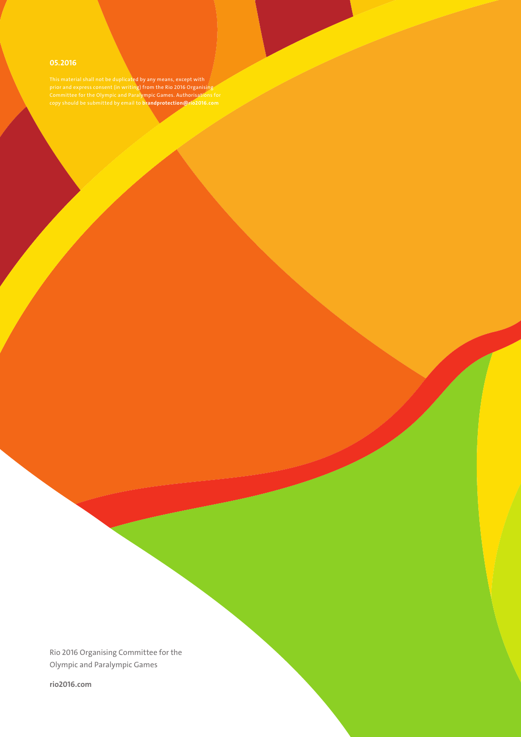**05.2016**

This material shall not be duplicated by any means, except with prior and express consent (in writing) from the Rio 2016 Organising Committee for the Olympic and Paralympic Games. Authorisations for copy should be submitted by email to **brandprotection@rio2016.com**

Rio 2016 Organising Committee for the Olympic and Paralympic Games

**rio2016.com**